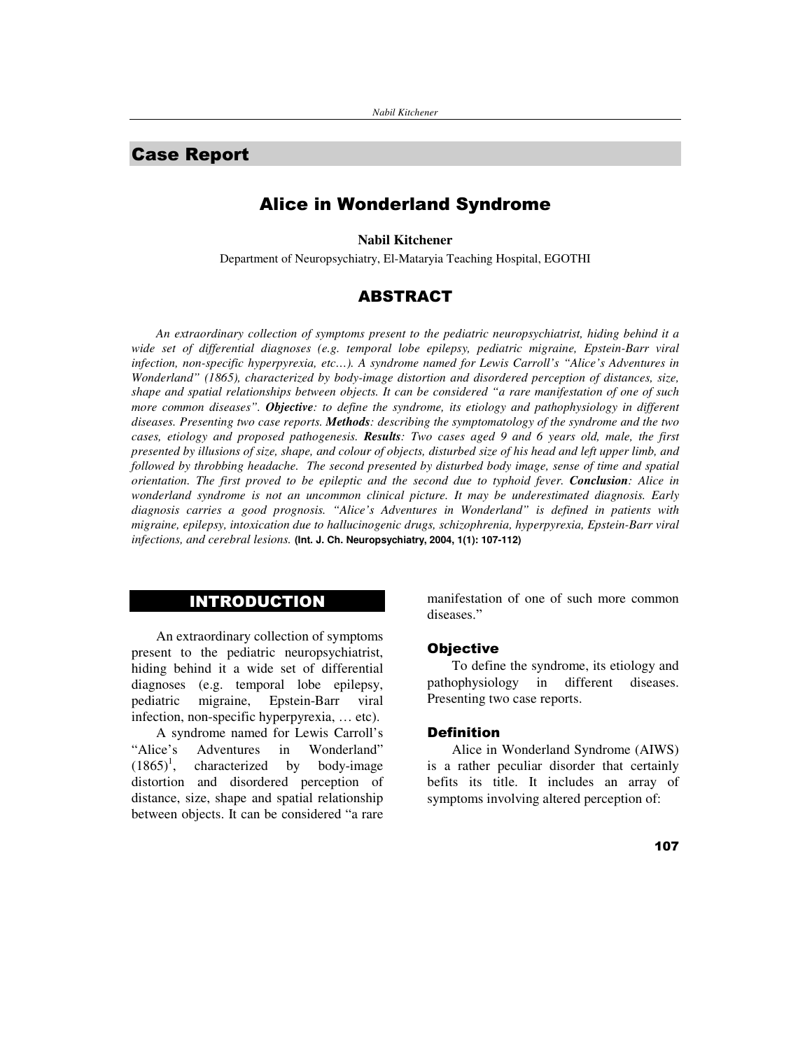## Case Report

# Alice in Wonderland Syndrome

**Nabil Kitchener**

Department of Neuropsychiatry, El-Mataryia Teaching Hospital, EGOTHI

## ABSTRACT

*An extraordinary collection of symptoms present to the pediatric neuropsychiatrist, hiding behind it a wide set of differential diagnoses (e.g. temporal lobe epilepsy, pediatric migraine, Epstein-Barr viral infection, non-specific hyperpyrexia, etc…). A syndrome named for Lewis Carroll's "Alice's Adventures in Wonderland" (1865), characterized by body-image distortion and disordered perception of distances, size, shape and spatial relationships between objects. It can be considered "a rare manifestation of one of such more common diseases".* ***Objective****: to define the syndrome, its etiology and pathophysiology in different diseases. Presenting two case reports.* ***Methods****: describing the symptomatology of the syndrome and the two cases, etiology and proposed pathogenesis.* ***Results****: Two cases aged 9 and 6 years old, male, the first presented by illusions of size, shape, and colour of objects, disturbed size of his head and left upper limb, and followed by throbbing headache. The second presented by disturbed body image, sense of time and spatial orientation. The first proved to be epileptic and the second due to typhoid fever.* ***Conclusion****: Alice in wonderland syndrome is not an uncommon clinical picture. It may be underestimated diagnosis. Early diagnosis carries a good prognosis. "Alice's Adventures in Wonderland" is defined in patients with migraine, epilepsy, intoxication due to hallucinogenic drugs, schizophrenia, hyperpyrexia, Epstein-Barr viral infections, and cerebral lesions.* **(Int. J. Ch. Neuropsychiatry, 2004, 1(1): 107-112)**

## INTRODUCTION

An extraordinary collection of symptoms present to the pediatric neuropsychiatrist, hiding behind it a wide set of differential diagnoses (e.g. temporal lobe epilepsy, pediatric migraine, Epstein-Barr viral infection, non-specific hyperpyrexia, … etc).

A syndrome named for Lewis Carroll's "Alice's Adventures in Wonderland" (1865)[1], characterized by body-image distortion and disordered perception of distance, size, shape and spatial relationship between objects. It can be considered "a rare manifestation of one of such more common diseases."

### Objective

To define the syndrome, its etiology and pathophysiology in different diseases. Presenting two case reports.

### Definition

Alice in Wonderland Syndrome (AIWS) is a rather peculiar disorder that certainly befits its title. It includes an array of symptoms involving altered perception of: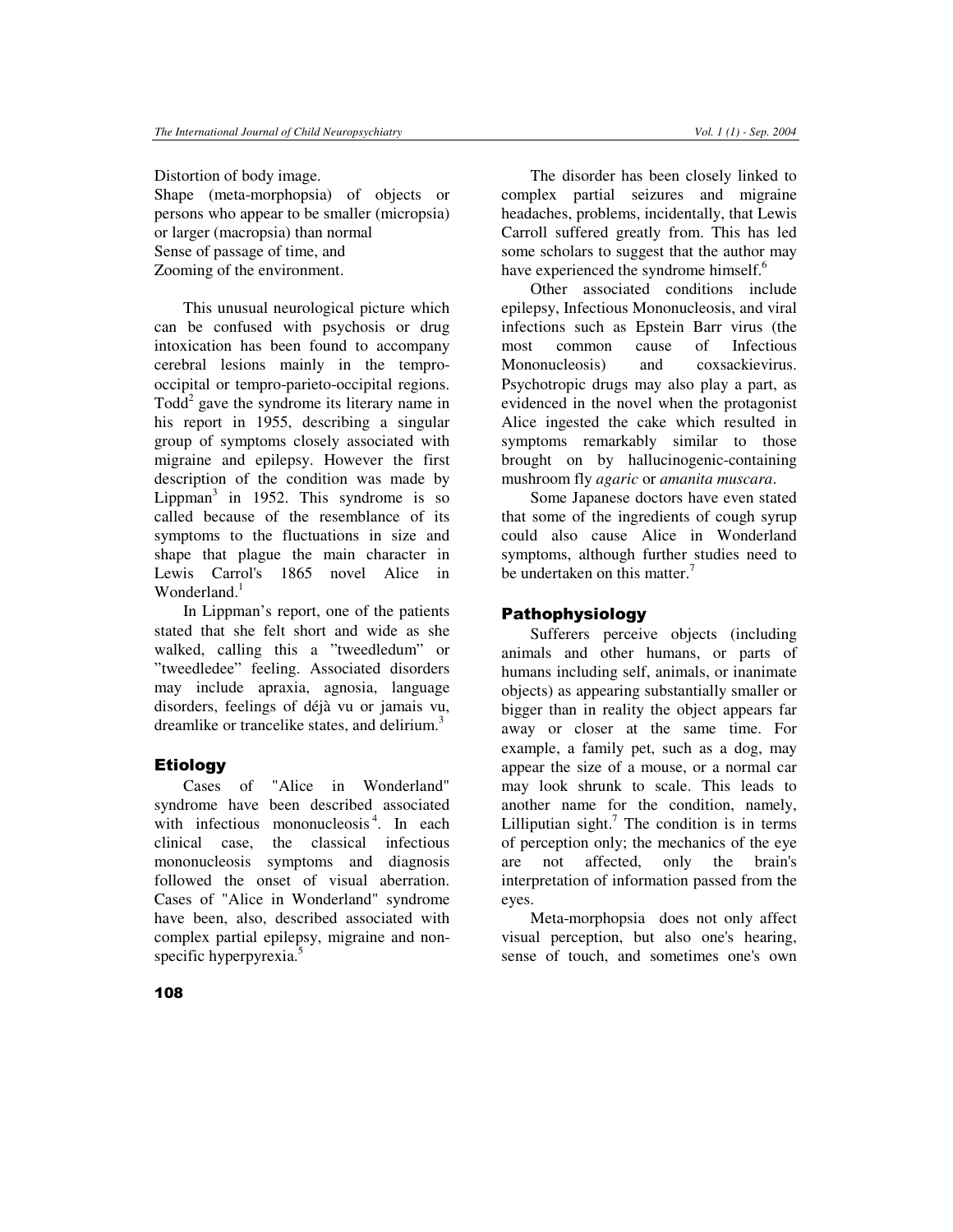Distortion of body image.
Shape (meta-morphopsia) of objects or persons who appear to be smaller (micropsia) or larger (macropsia) than normal
Sense of passage of time, and
Zooming of the environment.

This unusual neurological picture which can be confused with psychosis or drug intoxication has been found to accompany cerebral lesions mainly in the tempro-occipital or tempro-parieto-occipital regions. Todd[2] gave the syndrome its literary name in his report in 1955, describing a singular group of symptoms closely associated with migraine and epilepsy. However the first description of the condition was made by Lippman[3] in 1952. This syndrome is so called because of the resemblance of its symptoms to the fluctuations in size and shape that plague the main character in Lewis Carrol's 1865 novel Alice in Wonderland.[1]

In Lippman's report, one of the patients stated that she felt short and wide as she walked, calling this a "tweedledum" or "tweedledee" feeling. Associated disorders may include apraxia, agnosia, language disorders, feelings of déjà vu or jamais vu, dreamlike or trancelike states, and delirium.[3]

## Etiology

Cases of "Alice in Wonderland" syndrome have been described associated with infectious mononucleosis[4]. In each clinical case, the classical infectious mononucleosis symptoms and diagnosis followed the onset of visual aberration. Cases of "Alice in Wonderland" syndrome have been, also, described associated with complex partial epilepsy, migraine and non-specific hyperpyrexia.[5]

The disorder has been closely linked to complex partial seizures and migraine headaches, problems, incidentally, that Lewis Carroll suffered greatly from. This has led some scholars to suggest that the author may have experienced the syndrome himself.[6]

Other associated conditions include epilepsy, Infectious Mononucleosis, and viral infections such as Epstein Barr virus (the most common cause of Infectious Mononucleosis) and coxsackievirus. Psychotropic drugs may also play a part, as evidenced in the novel when the protagonist Alice ingested the cake which resulted in symptoms remarkably similar to those brought on by hallucinogenic-containing mushroom fly *agaric* or *amanita muscara*.

Some Japanese doctors have even stated that some of the ingredients of cough syrup could also cause Alice in Wonderland symptoms, although further studies need to be undertaken on this matter.[7]

## Pathophysiology

Sufferers perceive objects (including animals and other humans, or parts of humans including self, animals, or inanimate objects) as appearing substantially smaller or bigger than in reality the object appears far away or closer at the same time. For example, a family pet, such as a dog, may appear the size of a mouse, or a normal car may look shrunk to scale. This leads to another name for the condition, namely, Lilliputian sight.[7] The condition is in terms of perception only; the mechanics of the eye are not affected, only the brain's interpretation of information passed from the eyes.

Meta-morphopsia does not only affect visual perception, but also one's hearing, sense of touch, and sometimes one's own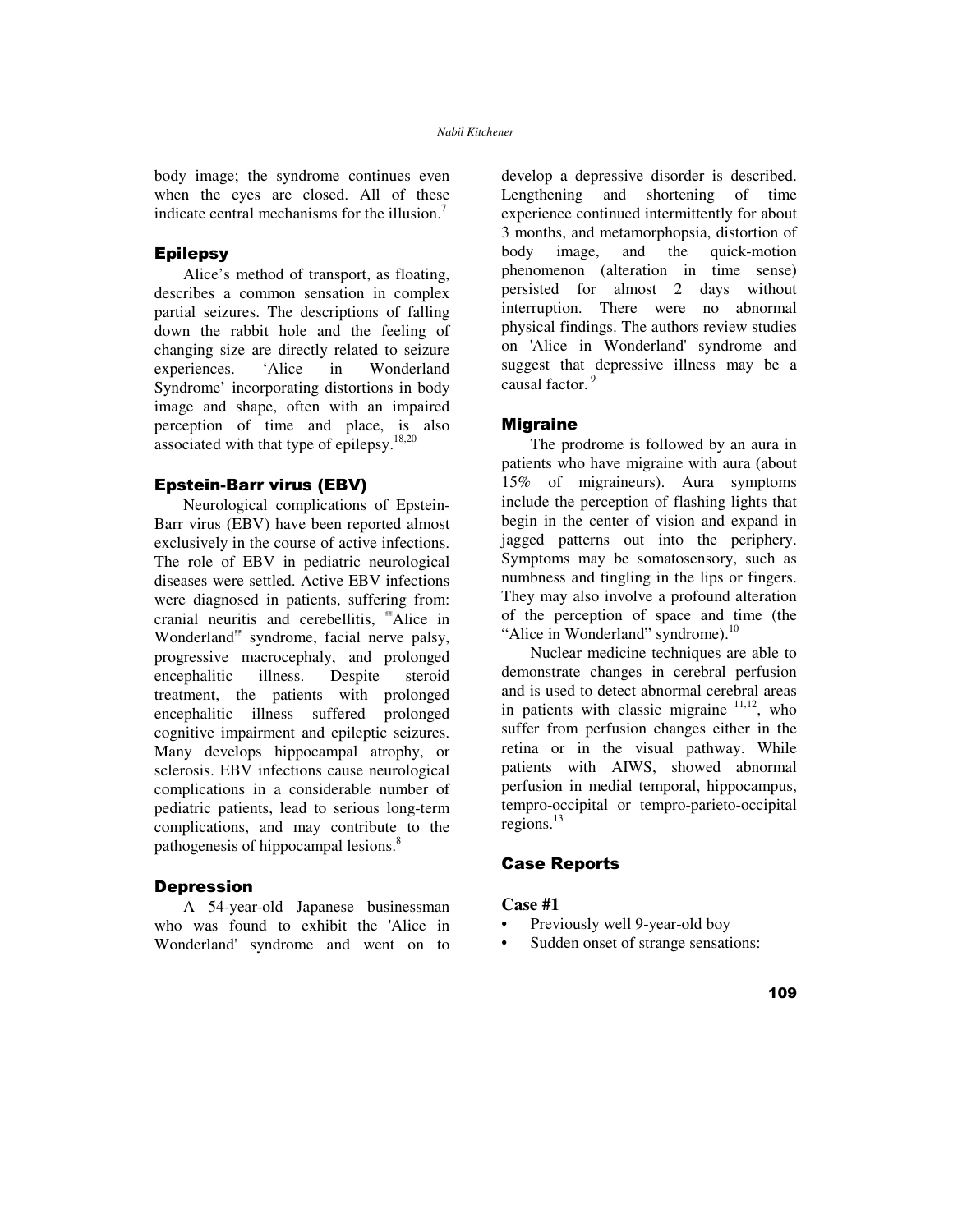body image; the syndrome continues even when the eyes are closed. All of these indicate central mechanisms for the illusion.[7]

### Epilepsy

Alice's method of transport, as floating, describes a common sensation in complex partial seizures. The descriptions of falling down the rabbit hole and the feeling of changing size are directly related to seizure experiences. 'Alice in Wonderland Syndrome' incorporating distortions in body image and shape, often with an impaired perception of time and place, is also associated with that type of epilepsy.[18,20]

### Epstein-Barr virus (EBV)

Neurological complications of Epstein-Barr virus (EBV) have been reported almost exclusively in the course of active infections. The role of EBV in pediatric neurological diseases were settled. Active EBV infections were diagnosed in patients, suffering from: cranial neuritis and cerebellitis, "Alice in Wonderland" syndrome, facial nerve palsy, progressive macrocephaly, and prolonged encephalitic illness. Despite steroid treatment, the patients with prolonged encephalitic illness suffered prolonged cognitive impairment and epileptic seizures. Many develops hippocampal atrophy, or sclerosis. EBV infections cause neurological complications in a considerable number of pediatric patients, lead to serious long-term complications, and may contribute to the pathogenesis of hippocampal lesions.[8]

### Depression

A 54-year-old Japanese businessman who was found to exhibit the 'Alice in Wonderland' syndrome and went on to develop a depressive disorder is described. Lengthening and shortening of time experience continued intermittently for about 3 months, and metamorphopsia, distortion of body image, and the quick-motion phenomenon (alteration in time sense) persisted for almost 2 days without interruption. There were no abnormal physical findings. The authors review studies on 'Alice in Wonderland' syndrome and suggest that depressive illness may be a causal factor.[9]

### Migraine

The prodrome is followed by an aura in patients who have migraine with aura (about 15% of migraineurs). Aura symptoms include the perception of flashing lights that begin in the center of vision and expand in jagged patterns out into the periphery. Symptoms may be somatosensory, such as numbness and tingling in the lips or fingers. They may also involve a profound alteration of the perception of space and time (the "Alice in Wonderland" syndrome).[10]

Nuclear medicine techniques are able to demonstrate changes in cerebral perfusion and is used to detect abnormal cerebral areas in patients with classic migraine [11,12], who suffer from perfusion changes either in the retina or in the visual pathway. While patients with AIWS, showed abnormal perfusion in medial temporal, hippocampus, tempro-occipital or tempro-parieto-occipital regions.[13]

## Case Reports

### Case #1

- Previously well 9-year-old boy
- Sudden onset of strange sensations: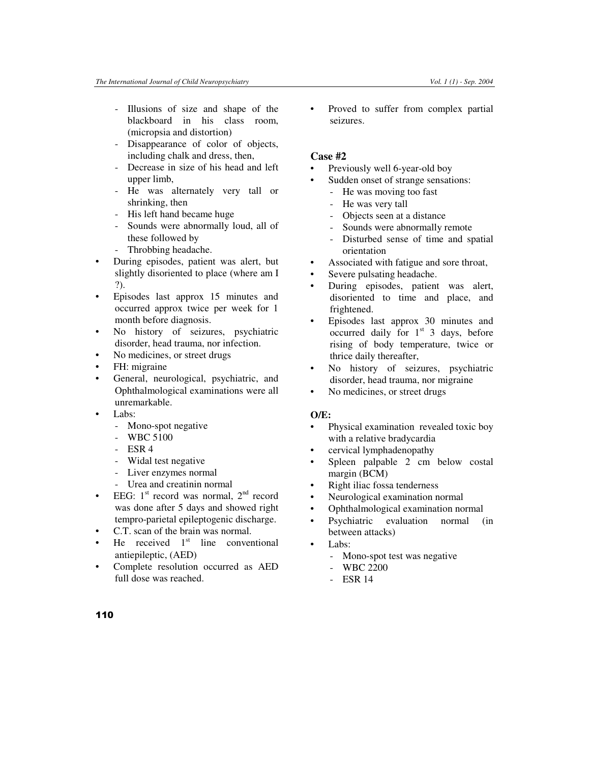- Illusions of size and shape of the blackboard in his class room, (micropsia and distortion)
- Disappearance of color of objects, including chalk and dress, then,
- Decrease in size of his head and left upper limb,
- He was alternately very tall or shrinking, then
- His left hand became huge
- Sounds were abnormally loud, all of these followed by
- Throbbing headache.

- During episodes, patient was alert, but slightly disoriented to place (where am I ?).
- Episodes last approx 15 minutes and occurred approx twice per week for 1 month before diagnosis.
- No history of seizures, psychiatric disorder, head trauma, nor infection.
- No medicines, or street drugs
- FH: migraine
- General, neurological, psychiatric, and Ophthalmological examinations were all unremarkable.
- Labs:
  - Mono-spot negative
  - WBC 5100
  - ESR 4
  - Widal test negative
  - Liver enzymes normal
  - Urea and creatinin normal
- EEG: 1st record was normal, 2nd record was done after 5 days and showed right tempro-parietal epileptogenic discharge.
- C.T. scan of the brain was normal.
- He received 1st line conventional antiepileptic, (AED)
- Complete resolution occurred as AED full dose was reached.
- Proved to suffer from complex partial seizures.

### Case #2

- Previously well 6-year-old boy
- Sudden onset of strange sensations:
  - He was moving too fast
  - He was very tall
  - Objects seen at a distance
  - Sounds were abnormally remote
  - Disturbed sense of time and spatial orientation
- Associated with fatigue and sore throat,
- Severe pulsating headache.
- During episodes, patient was alert, disoriented to time and place, and frightened.
- Episodes last approx 30 minutes and occurred daily for 1st 3 days, before rising of body temperature, twice or thrice daily thereafter,
- No history of seizures, psychiatric disorder, head trauma, nor migraine
- No medicines, or street drugs

### O/E:

- Physical examination revealed toxic boy with a relative bradycardia
- cervical lymphadenopathy
- Spleen palpable 2 cm below costal margin (BCM)
- Right iliac fossa tenderness
- Neurological examination normal
- Ophthalmological examination normal
- Psychiatric evaluation normal (in between attacks)
- Labs:
  - Mono-spot test was negative
  - WBC 2200
  - ESR 14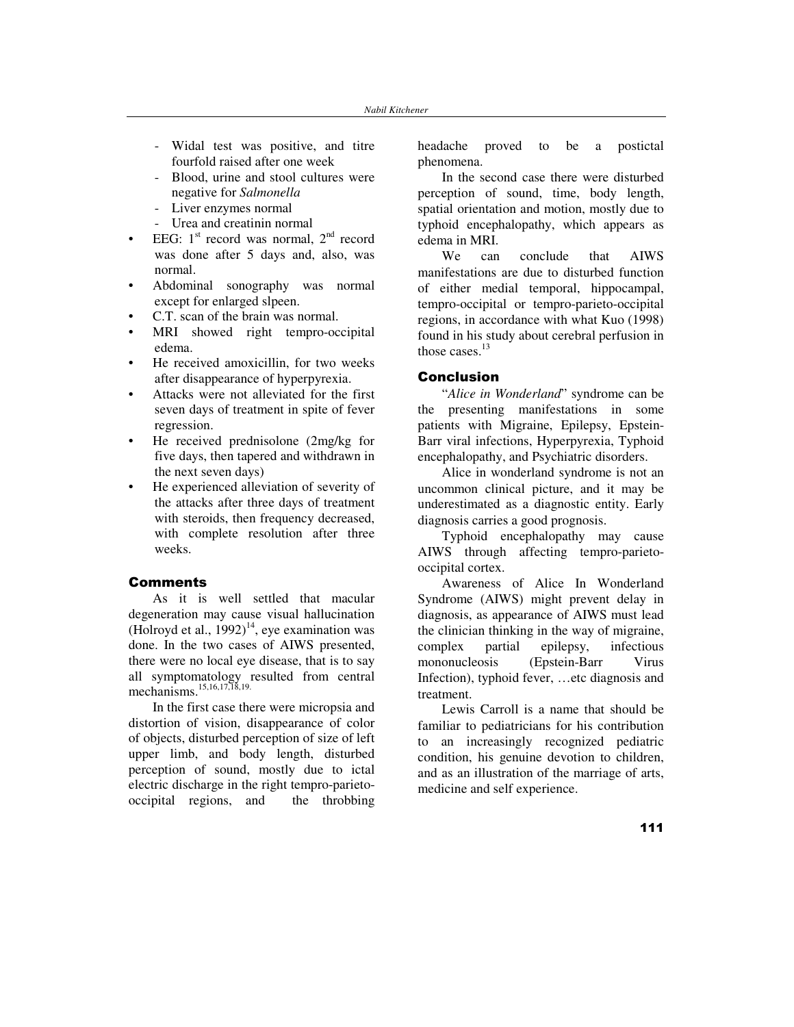- Widal test was positive, and titre fourfold raised after one week
  - Blood, urine and stool cultures were negative for *Salmonella*
  - Liver enzymes normal
  - Urea and creatinin normal
- EEG: 1st record was normal, 2nd record was done after 5 days and, also, was normal.
- Abdominal sonography was normal except for enlarged slpeen.
- C.T. scan of the brain was normal.
- MRI showed right tempro-occipital edema.
- He received amoxicillin, for two weeks after disappearance of hyperpyrexia.
- Attacks were not alleviated for the first seven days of treatment in spite of fever regression.
- He received prednisolone (2mg/kg for five days, then tapered and withdrawn in the next seven days)
- He experienced alleviation of severity of the attacks after three days of treatment with steroids, then frequency decreased, with complete resolution after three weeks.

## Comments

As it is well settled that macular degeneration may cause visual hallucination (Holroyd et al., 1992)[14], eye examination was done. In the two cases of AIWS presented, there were no local eye disease, that is to say all symptomatology resulted from central mechanisms.[15,16,17,18,19.]

In the first case there were micropsia and distortion of vision, disappearance of color of objects, disturbed perception of size of left upper limb, and body length, disturbed perception of sound, mostly due to ictal electric discharge in the right tempro-parieto-occipital regions, and the throbbing headache proved to be a postictal phenomena.

In the second case there were disturbed perception of sound, time, body length, spatial orientation and motion, mostly due to typhoid encephalopathy, which appears as edema in MRI.

We can conclude that AIWS manifestations are due to disturbed function of either medial temporal, hippocampal, tempro-occipital or tempro-parieto-occipital regions, in accordance with what Kuo (1998) found in his study about cerebral perfusion in those cases.[13]

## Conclusion

"*Alice in Wonderland*" syndrome can be the presenting manifestations in some patients with Migraine, Epilepsy, Epstein-Barr viral infections, Hyperpyrexia, Typhoid encephalopathy, and Psychiatric disorders.

Alice in wonderland syndrome is not an uncommon clinical picture, and it may be underestimated as a diagnostic entity. Early diagnosis carries a good prognosis.

Typhoid encephalopathy may cause AIWS through affecting tempro-parieto-occipital cortex.

Awareness of Alice In Wonderland Syndrome (AIWS) might prevent delay in diagnosis, as appearance of AIWS must lead the clinician thinking in the way of migraine, complex partial epilepsy, infectious mononucleosis (Epstein-Barr Virus Infection), typhoid fever, …etc diagnosis and treatment.

Lewis Carroll is a name that should be familiar to pediatricians for his contribution to an increasingly recognized pediatric condition, his genuine devotion to children, and as an illustration of the marriage of arts, medicine and self experience.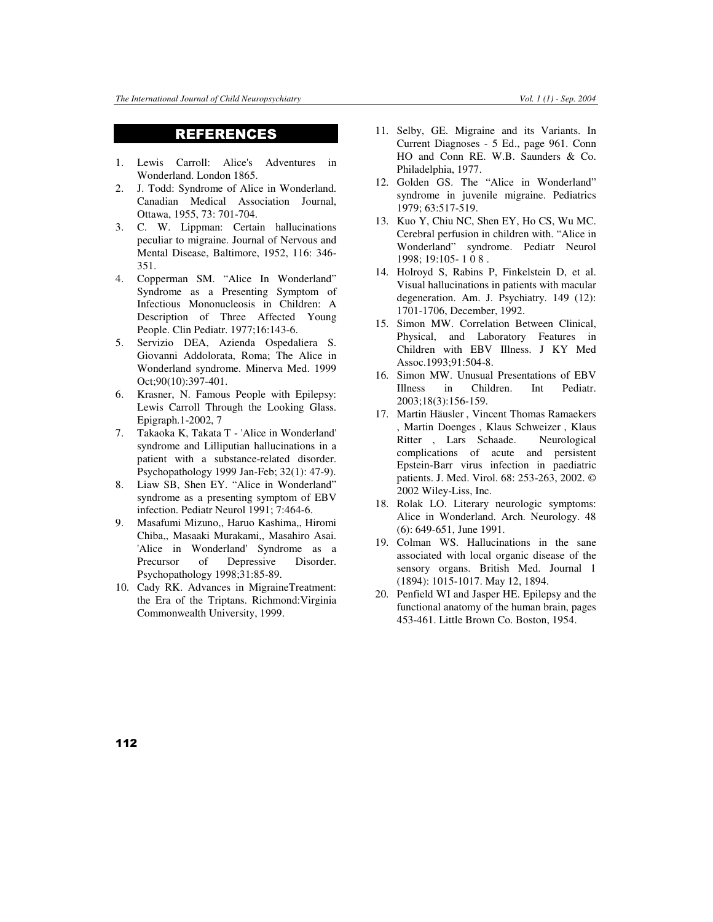## REFERENCES

1. Lewis Carroll: Alice's Adventures in Wonderland. London 1865.
2. J. Todd: Syndrome of Alice in Wonderland. Canadian Medical Association Journal, Ottawa, 1955, 73: 701-704.
3. C. W. Lippman: Certain hallucinations peculiar to migraine. Journal of Nervous and Mental Disease, Baltimore, 1952, 116: 346-351.
4. Copperman SM. "Alice In Wonderland" Syndrome as a Presenting Symptom of Infectious Mononucleosis in Children: A Description of Three Affected Young People. Clin Pediatr. 1977;16:143-6.
5. Servizio DEA, Azienda Ospedaliera S. Giovanni Addolorata, Roma; The Alice in Wonderland syndrome. Minerva Med. 1999 Oct;90(10):397-401.
6. Krasner, N. Famous People with Epilepsy: Lewis Carroll Through the Looking Glass. Epigraph.1-2002, 7
7. Takaoka K, Takata T - 'Alice in Wonderland' syndrome and Lilliputian hallucinations in a patient with a substance-related disorder. Psychopathology 1999 Jan-Feb; 32(1): 47-9).
8. Liaw SB, Shen EY. "Alice in Wonderland" syndrome as a presenting symptom of EBV infection. Pediatr Neurol 1991; 7:464-6.
9. Masafumi Mizuno,, Haruo Kashima,, Hiromi Chiba,, Masaaki Murakami,, Masahiro Asai. 'Alice in Wonderland' Syndrome as a Precursor of Depressive Disorder. Psychopathology 1998;31:85-89.
10. Cady RK. Advances in MigraineTreatment: the Era of the Triptans. Richmond:Virginia Commonwealth University, 1999.
11. Selby, GE. Migraine and its Variants. In Current Diagnoses - 5 Ed., page 961. Conn HO and Conn RE. W.B. Saunders & Co. Philadelphia, 1977.
12. Golden GS. The "Alice in Wonderland" syndrome in juvenile migraine. Pediatrics 1979; 63:517-519.
13. Kuo Y, Chiu NC, Shen EY, Ho CS, Wu MC. Cerebral perfusion in children with. "Alice in Wonderland" syndrome. Pediatr Neurol 1998; 19:105- 1 0 8 .
14. Holroyd S, Rabins P, Finkelstein D, et al. Visual hallucinations in patients with macular degeneration. Am. J. Psychiatry. 149 (12): 1701-1706, December, 1992.
15. Simon MW. Correlation Between Clinical, Physical, and Laboratory Features in Children with EBV Illness. J KY Med Assoc.1993;91:504-8.
16. Simon MW. Unusual Presentations of EBV Illness in Children. Int Pediatr. 2003;18(3):156-159.
17. Martin Häusler , Vincent Thomas Ramaekers , Martin Doenges , Klaus Schweizer , Klaus Ritter , Lars Schaade. Neurological complications of acute and persistent Epstein-Barr virus infection in paediatric patients. J. Med. Virol. 68: 253-263, 2002. © 2002 Wiley-Liss, Inc.
18. Rolak LO. Literary neurologic symptoms: Alice in Wonderland. Arch. Neurology. 48 (6): 649-651, June 1991.
19. Colman WS. Hallucinations in the sane associated with local organic disease of the sensory organs. British Med. Journal 1 (1894): 1015-1017. May 12, 1894.
20. Penfield WI and Jasper HE. Epilepsy and the functional anatomy of the human brain, pages 453-461. Little Brown Co. Boston, 1954.